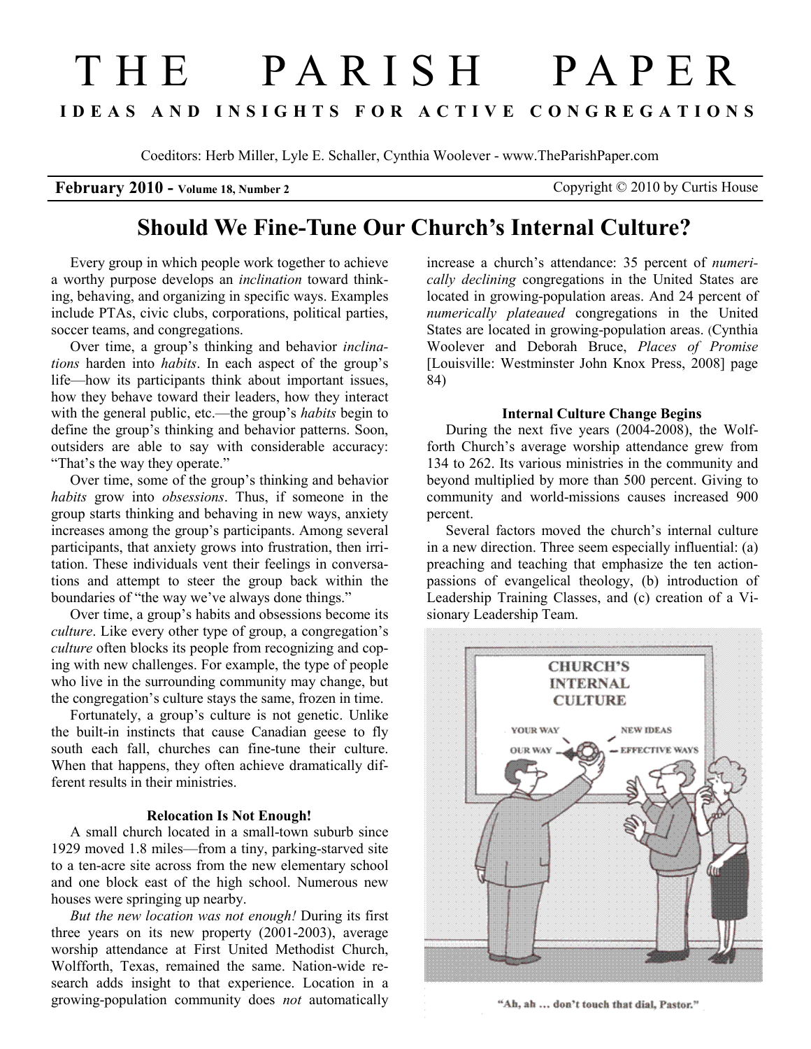# THE PARISH PAPER

**IDEAS AND INSIGHTS FOR ACTIVE CONGREGATIONS**

Coeditors: Herb Miller, Lyle E. Schaller, Cynthia Woolever - www.TheParishPaper.com

**February 2010 - Volume 18, Number 2** Copyright © 2010 by Curtis House

## Should We Fine-Tune Our Church's Internal Culture?

Every group in which people work together to achieve a worthy purpose develops an *inclination* toward thinking, behaving, and organizing in specific ways. Examples include PTAs, civic clubs, corporations, political parties, soccer teams, and congregations.

Over time, a group's thinking and behavior *inclinations* harden into *habits*. In each aspect of the group's life—how its participants think about important issues, how they behave toward their leaders, how they interact with the general public, etc.—the group's *habits* begin to define the group's thinking and behavior patterns. Soon, outsiders are able to say with considerable accuracy: "That's the way they operate."

Over time, some of the group's thinking and behavior *habits* grow into *obsessions*. Thus, if someone in the group starts thinking and behaving in new ways, anxiety increases among the group's participants. Among several participants, that anxiety grows into frustration, then irritation. These individuals vent their feelings in conversations and attempt to steer the group back within the boundaries of "the way we've always done things."

Over time, a group's habits and obsessions become its *culture*. Like every other type of group, a congregation's *culture* often blocks its people from recognizing and coping with new challenges. For example, the type of people who live in the surrounding community may change, but the congregation's culture stays the same, frozen in time.

Fortunately, a group's culture is not genetic. Unlike the built-in instincts that cause Canadian geese to fly south each fall, churches can fine-tune their culture. When that happens, they often achieve dramatically different results in their ministries.

### Relocation Is Not Enough!

A small church located in a small-town suburb since 1929 moved 1.8 miles—from a tiny, parking-starved site to a ten-acre site across from the new elementary school and one block east of the high school. Numerous new houses were springing up nearby.

*But the new location was not enough!* During its first three years on its new property (2001-2003), average worship attendance at First United Methodist Church, Wolfforth, Texas, remained the same. Nation-wide research adds insight to that experience. Location in a growing-population community does *not* automatically increase a church's attendance: 35 percent of *numerically declining* congregations in the United States are located in growing-population areas. And 24 percent of *numerically plateaued* congregations in the United States are located in growing-population areas. (Cynthia Woolever and Deborah Bruce, *Places of Promise* [Louisville: Westminster John Knox Press, 2008] page 84)

### Internal Culture Change Begins

During the next five years (2004-2008), the Wolfforth Church's average worship attendance grew from 134 to 262. Its various ministries in the community and beyond multiplied by more than 500 percent. Giving to community and world-missions causes increased 900 percent.

Several factors moved the church's internal culture in a new direction. Three seem especially influential: (a) preaching and teaching that emphasize the ten action-passions of evangelical theology, (b) introduction of Leadership Training Classes, and (c) creation of a Visionary Leadership Team.

"Ah, ah … don't touch that dial, Pastor."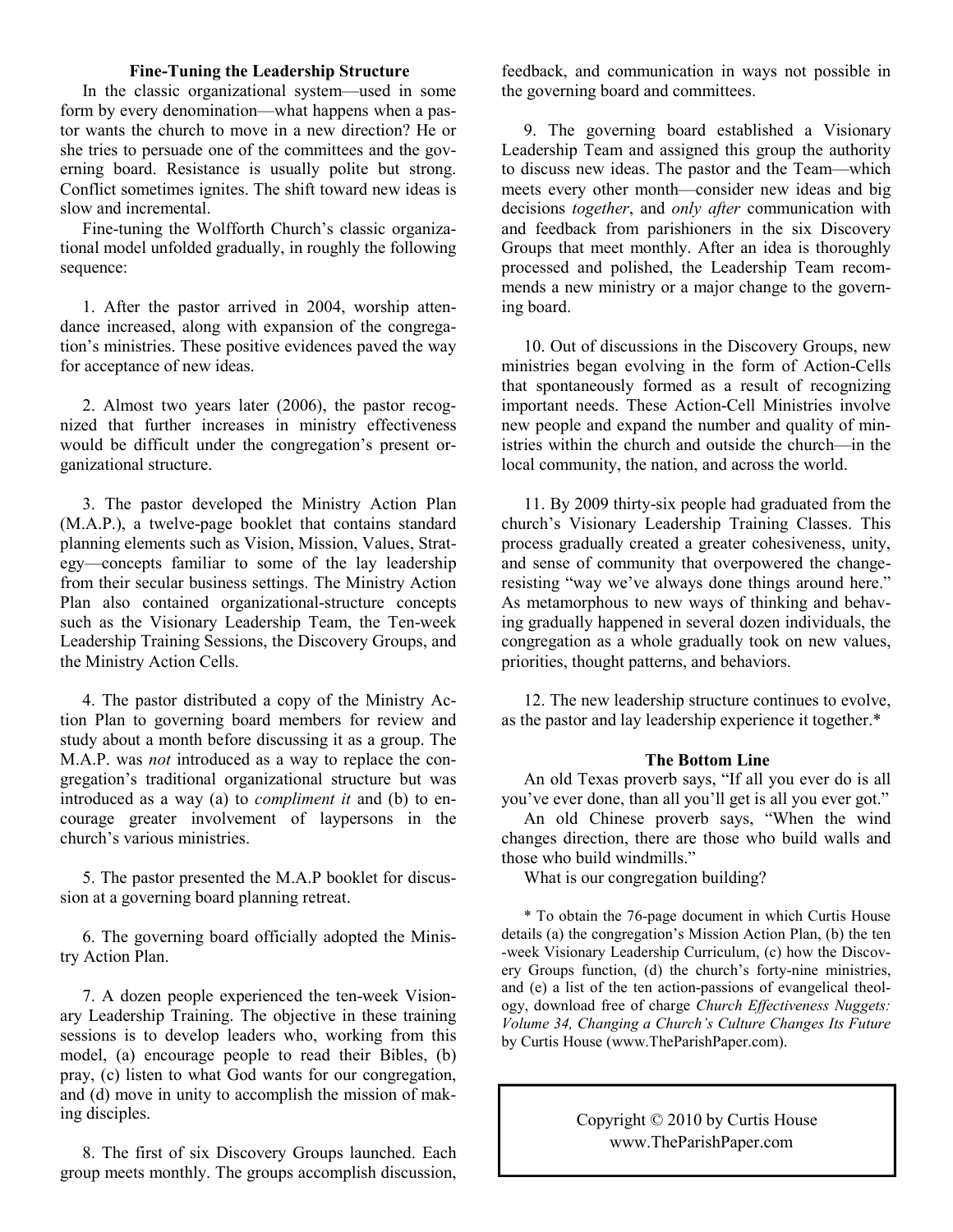### Fine-Tuning the Leadership Structure

In the classic organizational system—used in some form by every denomination—what happens when a pastor wants the church to move in a new direction? He or she tries to persuade one of the committees and the governing board. Resistance is usually polite but strong. Conflict sometimes ignites. The shift toward new ideas is slow and incremental.

Fine-tuning the Wolfforth Church's classic organizational model unfolded gradually, in roughly the following sequence:

1. After the pastor arrived in 2004, worship attendance increased, along with expansion of the congregation's ministries. These positive evidences paved the way for acceptance of new ideas.

2. Almost two years later (2006), the pastor recognized that further increases in ministry effectiveness would be difficult under the congregation's present organizational structure.

3. The pastor developed the Ministry Action Plan (M.A.P.), a twelve-page booklet that contains standard planning elements such as Vision, Mission, Values, Strategy—concepts familiar to some of the lay leadership from their secular business settings. The Ministry Action Plan also contained organizational-structure concepts such as the Visionary Leadership Team, the Ten-week Leadership Training Sessions, the Discovery Groups, and the Ministry Action Cells.

4. The pastor distributed a copy of the Ministry Action Plan to governing board members for review and study about a month before discussing it as a group. The M.A.P. was *not* introduced as a way to replace the congregation's traditional organizational structure but was introduced as a way (a) to *compliment it* and (b) to encourage greater involvement of laypersons in the church's various ministries.

5. The pastor presented the M.A.P booklet for discussion at a governing board planning retreat.

6. The governing board officially adopted the Ministry Action Plan.

7. A dozen people experienced the ten-week Visionary Leadership Training. The objective in these training sessions is to develop leaders who, working from this model, (a) encourage people to read their Bibles, (b) pray, (c) listen to what God wants for our congregation, and (d) move in unity to accomplish the mission of making disciples.

8. The first of six Discovery Groups launched. Each group meets monthly. The groups accomplish discussion, feedback, and communication in ways not possible in the governing board and committees.

9. The governing board established a Visionary Leadership Team and assigned this group the authority to discuss new ideas. The pastor and the Team—which meets every other month—consider new ideas and big decisions *together*, and *only after* communication with and feedback from parishioners in the six Discovery Groups that meet monthly. After an idea is thoroughly processed and polished, the Leadership Team recommends a new ministry or a major change to the governing board.

10. Out of discussions in the Discovery Groups, new ministries began evolving in the form of Action-Cells that spontaneously formed as a result of recognizing important needs. These Action-Cell Ministries involve new people and expand the number and quality of ministries within the church and outside the church—in the local community, the nation, and across the world.

11. By 2009 thirty-six people had graduated from the church's Visionary Leadership Training Classes. This process gradually created a greater cohesiveness, unity, and sense of community that overpowered the change-resisting "way we've always done things around here." As metamorphous to new ways of thinking and behaving gradually happened in several dozen individuals, the congregation as a whole gradually took on new values, priorities, thought patterns, and behaviors.

12. The new leadership structure continues to evolve, as the pastor and lay leadership experience it together.*

### The Bottom Line

An old Texas proverb says, "If all you ever do is all you've ever done, than all you'll get is all you ever got."

An old Chinese proverb says, "When the wind changes direction, there are those who build walls and those who build windmills."

What is our congregation building?

\* To obtain the 76-page document in which Curtis House details (a) the congregation's Mission Action Plan, (b) the ten-week Visionary Leadership Curriculum, (c) how the Discovery Groups function, (d) the church's forty-nine ministries, and (e) a list of the ten action-passions of evangelical theology, download free of charge *Church Effectiveness Nuggets: Volume 34, Changing a Church's Culture Changes Its Future* by Curtis House (www.TheParishPaper.com).

Copyright © 2010 by Curtis House
www.TheParishPaper.com